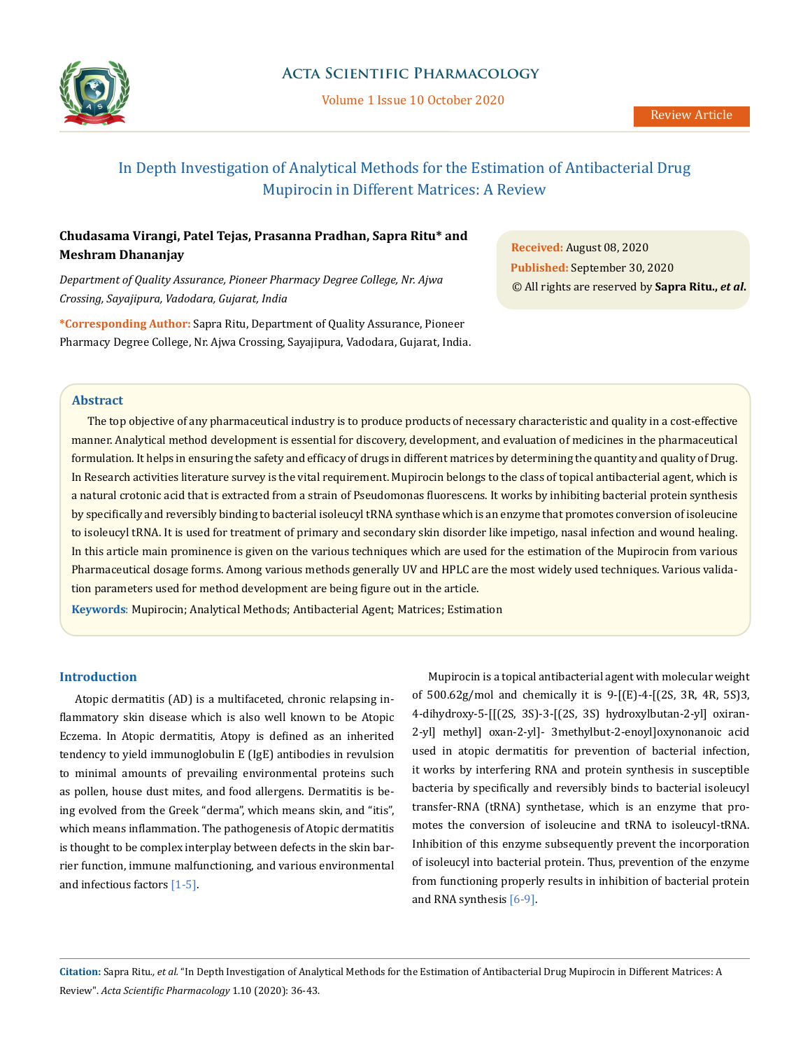Review Article

# In Depth Investigation of Analytical Methods for the Estimation of Antibacterial Drug Mupirocin in Different Matrices: A Review

**Chudasama Virangi, Patel Tejas, Prasanna Pradhan, Sapra Ritu\* and Meshram Dhananjay**

*Department of Quality Assurance, Pioneer Pharmacy Degree College, Nr. Ajwa Crossing, Sayajipura, Vadodara, Gujarat, India*

**\*Corresponding Author:** Sapra Ritu, Department of Quality Assurance, Pioneer Pharmacy Degree College, Nr. Ajwa Crossing, Sayajipura, Vadodara, Gujarat, India.

**Received:** August 08, 2020
**Published:** September 30, 2020
© All rights are reserved by **Sapra Ritu., *et al.***

## Abstract

The top objective of any pharmaceutical industry is to produce products of necessary characteristic and quality in a cost-effective manner. Analytical method development is essential for discovery, development, and evaluation of medicines in the pharmaceutical formulation. It helps in ensuring the safety and efficacy of drugs in different matrices by determining the quantity and quality of Drug. In Research activities literature survey is the vital requirement. Mupirocin belongs to the class of topical antibacterial agent, which is a natural crotonic acid that is extracted from a strain of Pseudomonas fluorescens. It works by inhibiting bacterial protein synthesis by specifically and reversibly binding to bacterial isoleucyl tRNA synthase which is an enzyme that promotes conversion of isoleucine to isoleucyl tRNA. It is used for treatment of primary and secondary skin disorder like impetigo, nasal infection and wound healing. In this article main prominence is given on the various techniques which are used for the estimation of the Mupirocin from various Pharmaceutical dosage forms. Among various methods generally UV and HPLC are the most widely used techniques. Various validation parameters used for method development are being figure out in the article.

**Keywords**: Mupirocin; Analytical Methods; Antibacterial Agent; Matrices; Estimation

## Introduction

Atopic dermatitis (AD) is a multifaceted, chronic relapsing inflammatory skin disease which is also well known to be Atopic Eczema. In Atopic dermatitis, Atopy is defined as an inherited tendency to yield immunoglobulin E (IgE) antibodies in revulsion to minimal amounts of prevailing environmental proteins such as pollen, house dust mites, and food allergens. Dermatitis is being evolved from the Greek "derma", which means skin, and "itis", which means inflammation. The pathogenesis of Atopic dermatitis is thought to be complex interplay between defects in the skin barrier function, immune malfunctioning, and various environmental and infectious factors [1-5].

Mupirocin is a topical antibacterial agent with molecular weight of 500.62g/mol and chemically it is 9-[(E)-4-[(2S, 3R, 4R, 5S)3, 4-dihydroxy-5-[[(2S, 3S)-3-[(2S, 3S) hydroxylbutan-2-yl] oxiran-2-yl] methyl] oxan-2-yl]- 3methylbut-2-enoyl]oxynonanoic acid used in atopic dermatitis for prevention of bacterial infection, it works by interfering RNA and protein synthesis in susceptible bacteria by specifically and reversibly binds to bacterial isoleucyl transfer-RNA (tRNA) synthetase, which is an enzyme that promotes the conversion of isoleucine and tRNA to isoleucyl-tRNA. Inhibition of this enzyme subsequently prevent the incorporation of isoleucyl into bacterial protein. Thus, prevention of the enzyme from functioning properly results in inhibition of bacterial protein and RNA synthesis [6-9].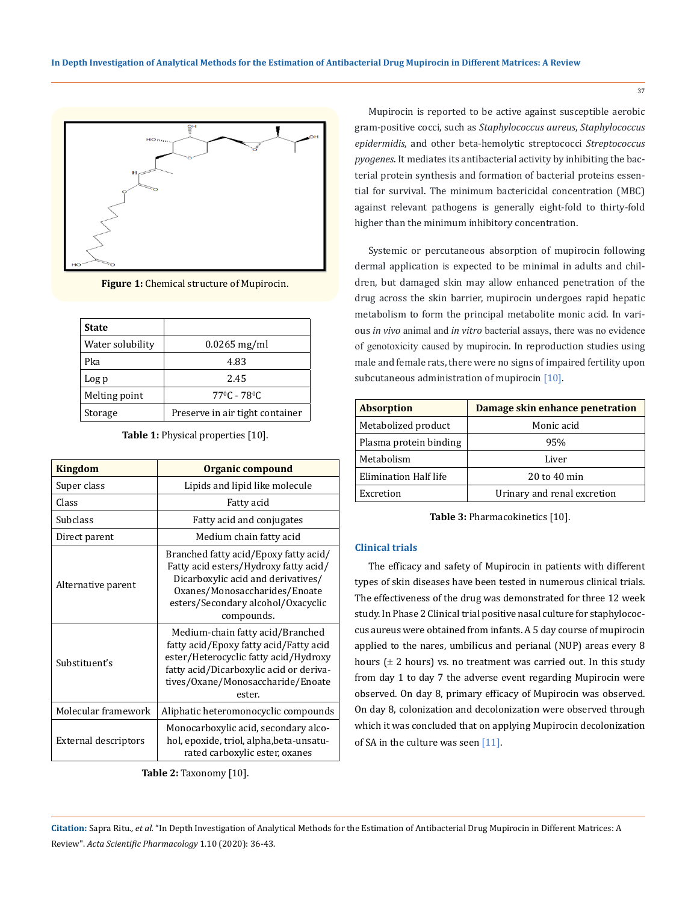**Figure 1:** Chemical structure of Mupirocin.

| State | |
|---|---|
| Water solubility | 0.0265 mg/ml |
| Pka | 4.83 |
| Log p | 2.45 |
| Melting point | $77^0$C - $78^0$C |
| Storage | Preserve in air tight container |

**Table 1:** Physical properties [10].

| Kingdom | Organic compound |
|---|---|
| Super class | Lipids and lipid like molecule |
| Class | Fatty acid |
| Subclass | Fatty acid and conjugates |
| Direct parent | Medium chain fatty acid |
| Alternative parent | Branched fatty acid/Epoxy fatty acid/ Fatty acid esters/Hydroxy fatty acid/ Dicarboxylic acid and derivatives/ Oxanes/Monosaccharides/Enoate esters/Secondary alcohol/Oxacyclic compounds. |
| Substituent's | Medium-chain fatty acid/Branched fatty acid/Epoxy fatty acid/Fatty acid ester/Heterocyclic fatty acid/Hydroxy fatty acid/Dicarboxylic acid or derivatives/Oxane/Monosaccharide/Enoate ester. |
| Molecular framework | Aliphatic heteromonocyclic compounds |
| External descriptors | Monocarboxylic acid, secondary alcohol, epoxide, triol, alpha,beta-unsaturated carboxylic ester, oxanes |

**Table 2:** Taxonomy [10].

Mupirocin is reported to be active against susceptible aerobic gram-positive cocci, such as *Staphylococcus aureus*, *Staphylococcus epidermidis*, and other beta-hemolytic streptococci *Streptococcus pyogenes*. It mediates its antibacterial activity by inhibiting the bacterial protein synthesis and formation of bacterial proteins essential for survival. The minimum bactericidal concentration (MBC) against relevant pathogens is generally eight-fold to thirty-fold higher than the minimum inhibitory concentration.

Systemic or percutaneous absorption of mupirocin following dermal application is expected to be minimal in adults and children, but damaged skin may allow enhanced penetration of the drug across the skin barrier, mupirocin undergoes rapid hepatic metabolism to form the principal metabolite monic acid. In various *in vivo* animal and *in vitro* bacterial assays, there was no evidence of genotoxicity caused by mupirocin. In reproduction studies using male and female rats, there were no signs of impaired fertility upon subcutaneous administration of mupirocin [10].

| Absorption | Damage skin enhance penetration |
|---|---|
| Metabolized product | Monic acid |
| Plasma protein binding | 95% |
| Metabolism | Liver |
| Elimination Half life | 20 to 40 min |
| Excretion | Urinary and renal excretion |

**Table 3:** Pharmacokinetics [10].

### Clinical trials

The efficacy and safety of Mupirocin in patients with different types of skin diseases have been tested in numerous clinical trials. The effectiveness of the drug was demonstrated for three 12 week study. In Phase 2 Clinical trial positive nasal culture for staphylococcus aureus were obtained from infants. A 5 day course of mupirocin applied to the nares, umbilicus and perianal (NUP) areas every 8 hours (± 2 hours) vs. no treatment was carried out. In this study from day 1 to day 7 the adverse event regarding Mupirocin were observed. On day 8, primary efficacy of Mupirocin was observed. On day 8, colonization and decolonization were observed through which it was concluded that on applying Mupirocin decolonization of SA in the culture was seen [11].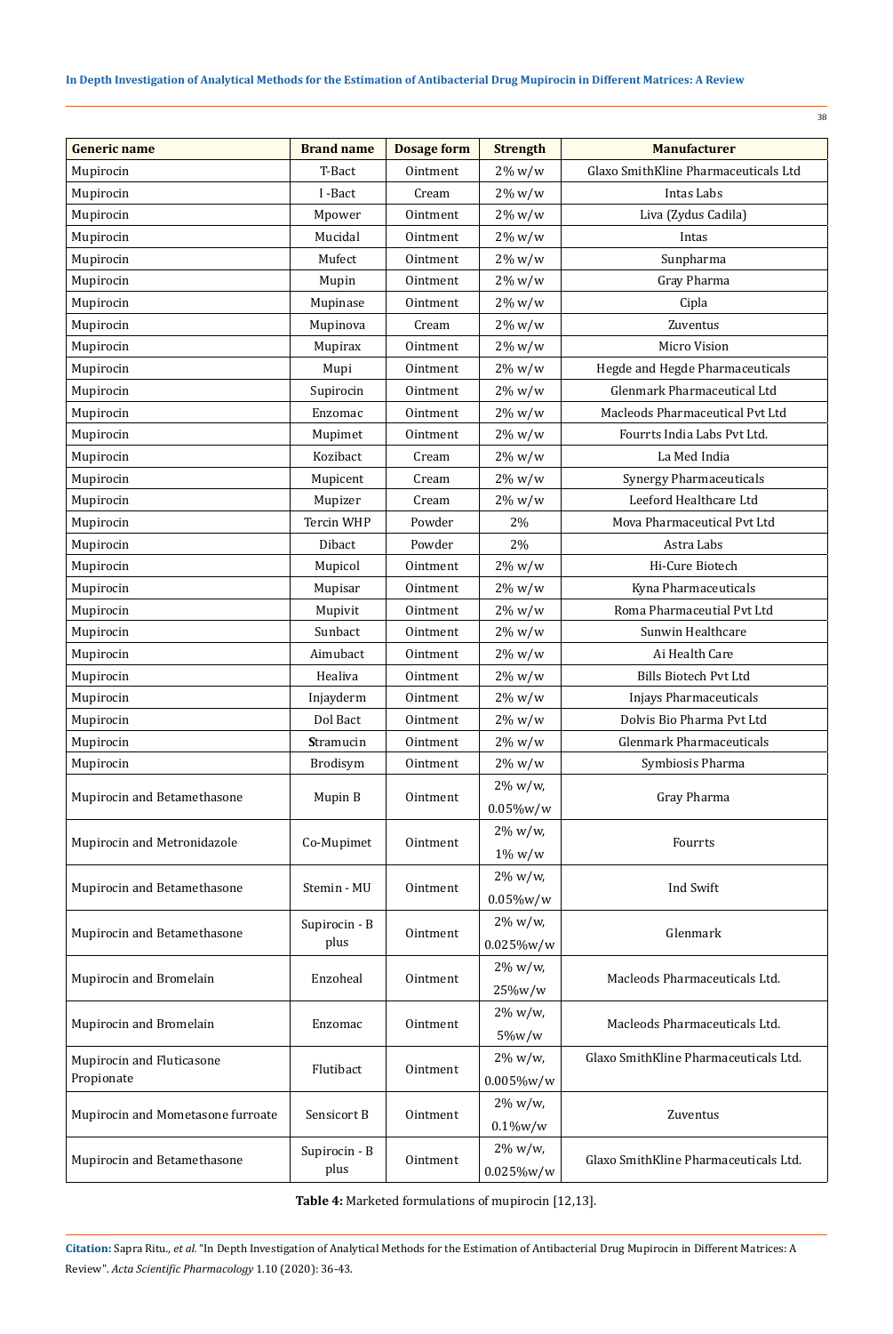| Generic name | Brand name | Dosage form | Strength | Manufacturer |
|---|---|---|---|---|
| Mupirocin | T-Bact | Ointment | 2% w/w | Glaxo SmithKline Pharmaceuticals Ltd |
| Mupirocin | I -Bact | Cream | 2% w/w | Intas Labs |
| Mupirocin | Mpower | Ointment | 2% w/w | Liva (Zydus Cadila) |
| Mupirocin | Mucidal | Ointment | 2% w/w | Intas |
| Mupirocin | Mufect | Ointment | 2% w/w | Sunpharma |
| Mupirocin | Mupin | Ointment | 2% w/w | Gray Pharma |
| Mupirocin | Mupinase | Ointment | 2% w/w | Cipla |
| Mupirocin | Mupinova | Cream | 2% w/w | Zuventus |
| Mupirocin | Mupirax | Ointment | 2% w/w | Micro Vision |
| Mupirocin | Mupi | Ointment | 2% w/w | Hegde and Hegde Pharmaceuticals |
| Mupirocin | Supirocin | Ointment | 2% w/w | Glenmark Pharmaceutical Ltd |
| Mupirocin | Enzomac | Ointment | 2% w/w | Macleods Pharmaceutical Pvt Ltd |
| Mupirocin | Mupimet | Ointment | 2% w/w | Fourrts India Labs Pvt Ltd. |
| Mupirocin | Kozibact | Cream | 2% w/w | La Med India |
| Mupirocin | Mupicent | Cream | 2% w/w | Synergy Pharmaceuticals |
| Mupirocin | Mupizer | Cream | 2% w/w | Leeford Healthcare Ltd |
| Mupirocin | Tercin WHP | Powder | 2% | Mova Pharmaceutical Pvt Ltd |
| Mupirocin | Dibact | Powder | 2% | Astra Labs |
| Mupirocin | Mupicol | Ointment | 2% w/w | Hi-Cure Biotech |
| Mupirocin | Mupisar | Ointment | 2% w/w | Kyna Pharmaceuticals |
| Mupirocin | Mupivit | Ointment | 2% w/w | Roma Pharmaceutial Pvt Ltd |
| Mupirocin | Sunbact | Ointment | 2% w/w | Sunwin Healthcare |
| Mupirocin | Aimubact | Ointment | 2% w/w | Ai Health Care |
| Mupirocin | Healiva | Ointment | 2% w/w | Bills Biotech Pvt Ltd |
| Mupirocin | Injayderm | Ointment | 2% w/w | Injays Pharmaceuticals |
| Mupirocin | Dol Bact | Ointment | 2% w/w | Dolvis Bio Pharma Pvt Ltd |
| Mupirocin | **S**tramucin | Ointment | 2% w/w | Glenmark Pharmaceuticals |
| Mupirocin | Brodisym | Ointment | 2% w/w | Symbiosis Pharma |
| Mupirocin and Betamethasone | Mupin B | Ointment | 2% w/w, 0.05%w/w | Gray Pharma |
| Mupirocin and Metronidazole | Co-Mupimet | Ointment | 2% w/w, 1% w/w | Fourrts |
| Mupirocin and Betamethasone | Stemin - MU | Ointment | 2% w/w, 0.05%w/w | Ind Swift |
| Mupirocin and Betamethasone | Supirocin - B plus | Ointment | 2% w/w, 0.025%w/w | Glenmark |
| Mupirocin and Bromelain | Enzoheal | Ointment | 2% w/w, 25%w/w | Macleods Pharmaceuticals Ltd. |
| Mupirocin and Bromelain | Enzomac | Ointment | 2% w/w, 5%w/w | Macleods Pharmaceuticals Ltd. |
| Mupirocin and Fluticasone Propionate | Flutibact | Ointment | 2% w/w, 0.005%w/w | Glaxo SmithKline Pharmaceuticals Ltd. |
| Mupirocin and Mometasone furroate | Sensicort B | Ointment | 2% w/w, 0.1%w/w | Zuventus |
| Mupirocin and Betamethasone | Supirocin - B plus | Ointment | 2% w/w, 0.025%w/w | Glaxo SmithKline Pharmaceuticals Ltd. |

**Table 4:** Marketed formulations of mupirocin [12,13].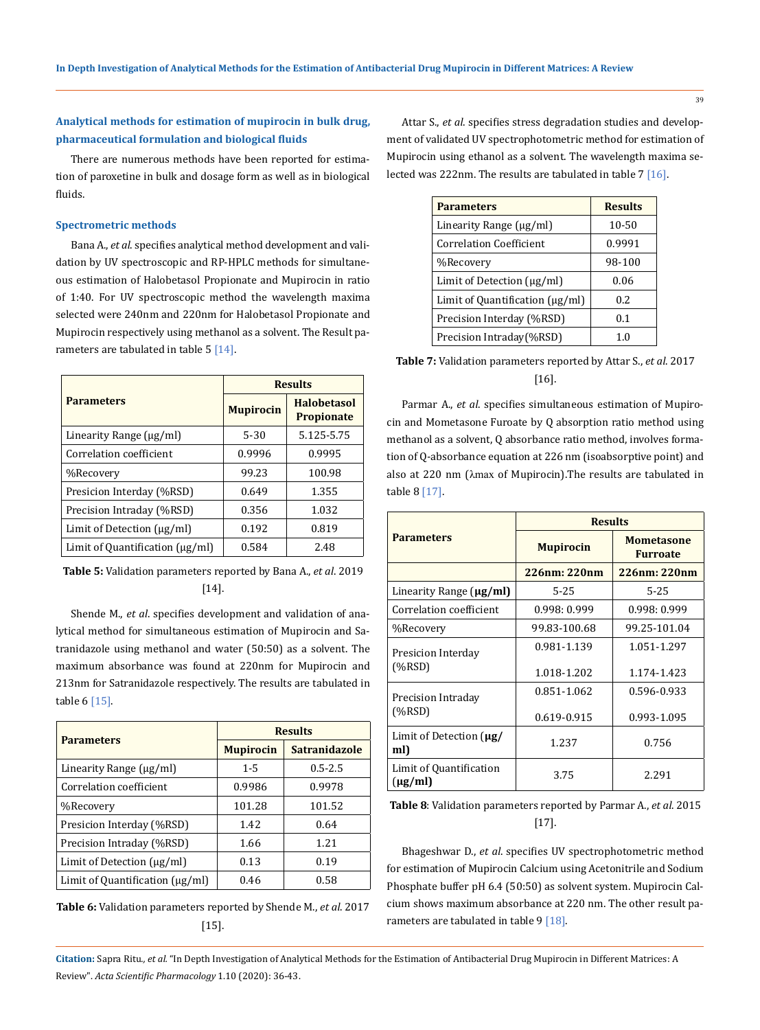### Analytical methods for estimation of mupirocin in bulk drug, pharmaceutical formulation and biological fluids

There are numerous methods have been reported for estimation of paroxetine in bulk and dosage form as well as in biological fluids.

### Spectrometric methods

Bana A., *et al.* specifies analytical method development and validation by UV spectroscopic and RP-HPLC methods for simultaneous estimation of Halobetasol Propionate and Mupirocin in ratio of 1:40. For UV spectroscopic method the wavelength maxima selected were 240nm and 220nm for Halobetasol Propionate and Mupirocin respectively using methanol as a solvent. The Result parameters are tabulated in table 5 [14].

| Parameters | Results | |
|---|---|---|
| | Mupirocin | Halobetasol Propionate |
| Linearity Range (µg/ml) | 5-30 | 5.125-5.75 |
| Correlation coefficient | 0.9996 | 0.9995 |
| %Recovery | 99.23 | 100.98 |
| Presicion Interday (%RSD) | 0.649 | 1.355 |
| Precision Intraday (%RSD) | 0.356 | 1.032 |
| Limit of Detection (µg/ml) | 0.192 | 0.819 |
| Limit of Quantification (µg/ml) | 0.584 | 2.48 |

**Table 5:** Validation parameters reported by Bana A., *et al.* 2019 [14].

Shende M., *et al.* specifies development and validation of analytical method for simultaneous estimation of Mupirocin and Satranidazole using methanol and water (50:50) as a solvent. The maximum absorbance was found at 220nm for Mupirocin and 213nm for Satranidazole respectively. The results are tabulated in table 6 [15].

| Parameters | Results | |
|---|---|---|
| | Mupirocin | Satranidazole |
| Linearity Range (µg/ml) | 1-5 | 0.5-2.5 |
| Correlation coefficient | 0.9986 | 0.9978 |
| %Recovery | 101.28 | 101.52 |
| Presicion Interday (%RSD) | 1.42 | 0.64 |
| Precision Intraday (%RSD) | 1.66 | 1.21 |
| Limit of Detection (µg/ml) | 0.13 | 0.19 |
| Limit of Quantification (µg/ml) | 0.46 | 0.58 |

**Table 6:** Validation parameters reported by Shende M., *et al.* 2017 [15].

Attar S., *et al.* specifies stress degradation studies and development of validated UV spectrophotometric method for estimation of Mupirocin using ethanol as a solvent. The wavelength maxima selected was 222nm. The results are tabulated in table 7 [16].

| Parameters | Results |
|---|---|
| Linearity Range (µg/ml) | 10-50 |
| Correlation Coefficient | 0.9991 |
| %Recovery | 98-100 |
| Limit of Detection (µg/ml) | 0.06 |
| Limit of Quantification (µg/ml) | 0.2 |
| Precision Interday (%RSD) | 0.1 |
| Precision Intraday(%RSD) | 1.0 |

**Table 7:** Validation parameters reported by Attar S., *et al.* 2017 [16].

Parmar A., *et al.* specifies simultaneous estimation of Mupirocin and Mometasone Furoate by Q absorption ratio method using methanol as a solvent, Q absorbance ratio method, involves formation of Q-absorbance equation at 226 nm (isoabsorptive point) and also at 220 nm (λmax of Mupirocin).The results are tabulated in table 8 [17].

| Parameters | Results | |
|---|---|---|
| | Mupirocin | Mometasone Furroate |
| | **226nm: 220nm** | **226nm: 220nm** |
| Linearity Range (**µg/ml**) | 5-25 | 5-25 |
| Correlation coefficient | 0.998: 0.999 | 0.998: 0.999 |
| %Recovery | 99.83-100.68 | 99.25-101.04 |
| Presicion Interday (%RSD) | 0.981-1.139<br>1.018-1.202 | 1.051-1.297<br>1.174-1.423 |
| Precision Intraday (%RSD) | 0.851-1.062<br>0.619-0.915 | 0.596-0.933<br>0.993-1.095 |
| Limit of Detection (**µg/ml**) | 1.237 | 0.756 |
| Limit of Quantification (**µg/ml**) | 3.75 | 2.291 |

**Table 8**: Validation parameters reported by Parmar A., *et al.* 2015 [17].

Bhageshwar D., *et al.* specifies UV spectrophotometric method for estimation of Mupirocin Calcium using Acetonitrile and Sodium Phosphate buffer pH 6.4 (50:50) as solvent system. Mupirocin Calcium shows maximum absorbance at 220 nm. The other result parameters are tabulated in table 9 [18].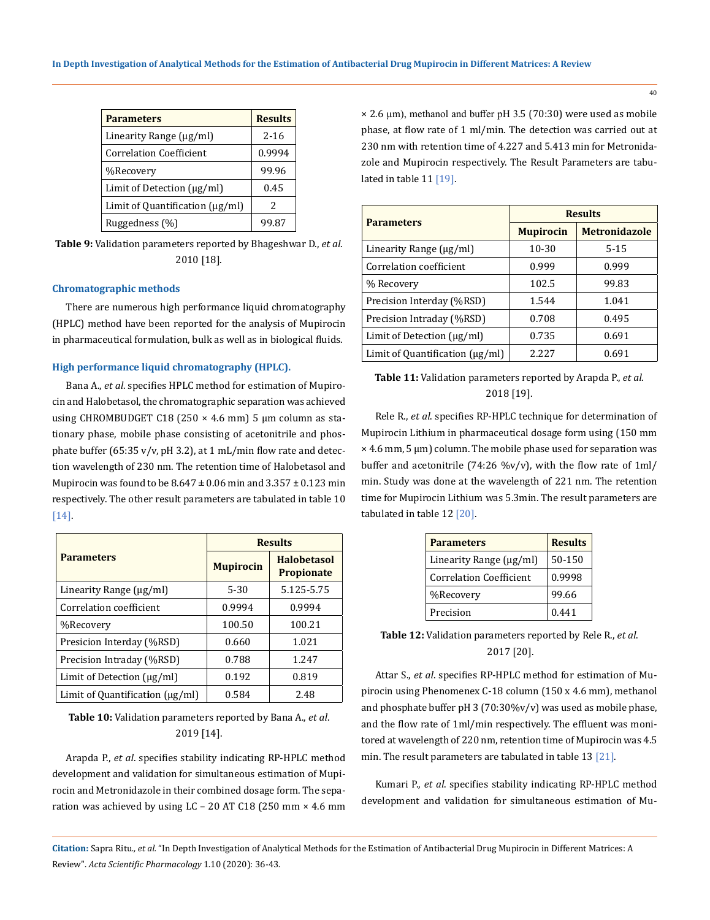| Parameters | Results |
|---|---|
| Linearity Range (µg/ml) | 2-16 |
| Correlation Coefficient | 0.9994 |
| %Recovery | 99.96 |
| Limit of Detection (µg/ml) | 0.45 |
| Limit of Quantification (µg/ml) | 2 |
| Ruggedness (%) | 99.87 |

**Table 9:** Validation parameters reported by Bhageshwar D., *et al*. 2010 [18].

### Chromatographic methods

There are numerous high performance liquid chromatography (HPLC) method have been reported for the analysis of Mupirocin in pharmaceutical formulation, bulk as well as in biological fluids.

### High performance liquid chromatography (HPLC).

Bana A., *et al*. specifies HPLC method for estimation of Mupirocin and Halobetasol, the chromatographic separation was achieved using CHROMBUDGET C18 (250 × 4.6 mm) 5 µm column as stationary phase, mobile phase consisting of acetonitrile and phosphate buffer (65:35 v/v, pH 3.2), at 1 mL/min flow rate and detection wavelength of 230 nm. The retention time of Halobetasol and Mupirocin was found to be 8.647 ± 0.06 min and 3.357 ± 0.123 min respectively. The other result parameters are tabulated in table 10 [14].

| Parameters | Results | |
|---|---|---|
| | Mupirocin | Halobetasol Propionate |
| Linearity Range (µg/ml) | 5-30 | 5.125-5.75 |
| Correlation coefficient | 0.9994 | 0.9994 |
| %Recovery | 100.50 | 100.21 |
| Presicion Interday (%RSD) | 0.660 | 1.021 |
| Precision Intraday (%RSD) | 0.788 | 1.247 |
| Limit of Detection (µg/ml) | 0.192 | 0.819 |
| Limit of Quantification (µg/ml) | 0.584 | 2.48 |

**Table 10:** Validation parameters reported by Bana A., *et al*. 2019 [14].

Arapda P., *et al*. specifies stability indicating RP-HPLC method development and validation for simultaneous estimation of Mupirocin and Metronidazole in their combined dosage form. The separation was achieved by using LC – 20 AT C18 (250 mm × 4.6 mm × 2.6 µm), methanol and buffer pH 3.5 (70:30) were used as mobile phase, at flow rate of 1 ml/min. The detection was carried out at 230 nm with retention time of 4.227 and 5.413 min for Metronidazole and Mupirocin respectively. The Result Parameters are tabulated in table 11 [19].

| Parameters | Results | |
|---|---|---|
| | Mupirocin | Metronidazole |
| Linearity Range (µg/ml) | 10-30 | 5-15 |
| Correlation coefficient | 0.999 | 0.999 |
| % Recovery | 102.5 | 99.83 |
| Precision Interday (%RSD) | 1.544 | 1.041 |
| Precision Intraday (%RSD) | 0.708 | 0.495 |
| Limit of Detection (µg/ml) | 0.735 | 0.691 |
| Limit of Quantification (µg/ml) | 2.227 | 0.691 |

**Table 11:** Validation parameters reported by Arapda P., *et al*. 2018 [19].

Rele R., *et al*. specifies RP-HPLC technique for determination of Mupirocin Lithium in pharmaceutical dosage form using (150 mm × 4.6 mm, 5 µm) column. The mobile phase used for separation was buffer and acetonitrile (74:26 %v/v), with the flow rate of 1ml/min. Study was done at the wavelength of 221 nm. The retention time for Mupirocin Lithium was 5.3min. The result parameters are tabulated in table 12 [20].

| Parameters | Results |
|---|---|
| Linearity Range (µg/ml) | 50-150 |
| Correlation Coefficient | 0.9998 |
| %Recovery | 99.66 |
| Precision | 0.441 |

**Table 12:** Validation parameters reported by Rele R., *et al*. 2017 [20].

Attar S., *et al*. specifies RP-HPLC method for estimation of Mupirocin using Phenomenex C-18 column (150 x 4.6 mm), methanol and phosphate buffer pH 3 (70:30%v/v) was used as mobile phase, and the flow rate of 1ml/min respectively. The effluent was monitored at wavelength of 220 nm, retention time of Mupirocin was 4.5 min. The result parameters are tabulated in table 13 [21].

Kumari P., *et al*. specifies stability indicating RP-HPLC method development and validation for simultaneous estimation of Mu-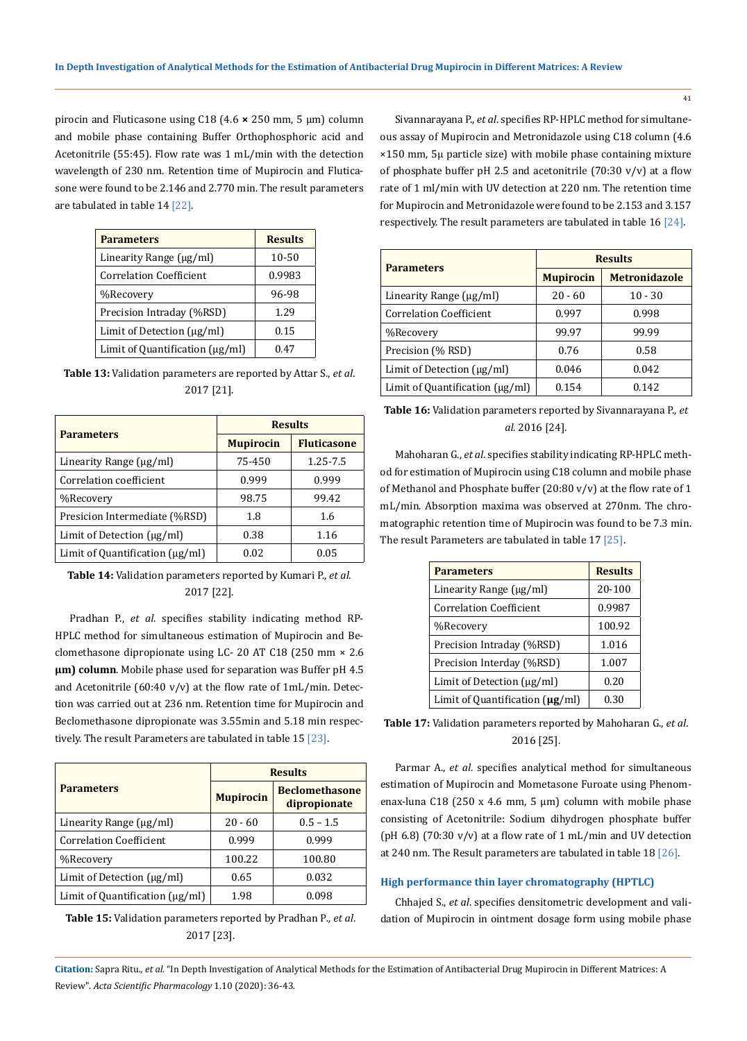pirocin and Fluticasone using C18 (4.6 × 250 mm, 5 μm) column and mobile phase containing Buffer Orthophosphoric acid and Acetonitrile (55:45). Flow rate was 1 mL/min with the detection wavelength of 230 nm. Retention time of Mupirocin and Fluticasone were found to be 2.146 and 2.770 min. The result parameters are tabulated in table 14 [22].

| Parameters | Results |
|---|---|
| Linearity Range (μg/ml) | 10-50 |
| Correlation Coefficient | 0.9983 |
| %Recovery | 96-98 |
| Precision Intraday (%RSD) | 1.29 |
| Limit of Detection (μg/ml) | 0.15 |
| Limit of Quantification (μg/ml) | 0.47 |

**Table 13:** Validation parameters are reported by Attar S., *et al*. 2017 [21].

| Parameters | Results | |
|---|---|---|
| | Mupirocin | Fluticasone |
| Linearity Range (μg/ml) | 75-450 | 1.25-7.5 |
| Correlation coefficient | 0.999 | 0.999 |
| %Recovery | 98.75 | 99.42 |
| Presicion Intermediate (%RSD) | 1.8 | 1.6 |
| Limit of Detection (μg/ml) | 0.38 | 1.16 |
| Limit of Quantification (μg/ml) | 0.02 | 0.05 |

**Table 14:** Validation parameters reported by Kumari P., *et al*. 2017 [22].

Pradhan P., *et al*. specifies stability indicating method RP-HPLC method for simultaneous estimation of Mupirocin and Beclomethasone dipropionate using LC- 20 AT C18 (250 mm × 2.6 **μm) column**. Mobile phase used for separation was Buffer pH 4.5 and Acetonitrile (60:40 v/v) at the flow rate of 1mL/min. Detection was carried out at 236 nm. Retention time for Mupirocin and Beclomethasone dipropionate was 3.55min and 5.18 min respectively. The result Parameters are tabulated in table 15 [23].

| Parameters | Results | |
|---|---|---|
| | Mupirocin | Beclomethasone dipropionate |
| Linearity Range (μg/ml) | 20 - 60 | 0.5 – 1.5 |
| Correlation Coefficient | 0.999 | 0.999 |
| %Recovery | 100.22 | 100.80 |
| Limit of Detection (μg/ml) | 0.65 | 0.032 |
| Limit of Quantification (μg/ml) | 1.98 | 0.098 |

**Table 15:** Validation parameters reported by Pradhan P., *et al*. 2017 [23].

Sivannarayana P., *et al*. specifies RP-HPLC method for simultaneous assay of Mupirocin and Metronidazole using C18 column (4.6 ×150 mm, 5μ particle size) with mobile phase containing mixture of phosphate buffer pH 2.5 and acetonitrile (70:30 v/v) at a flow rate of 1 ml/min with UV detection at 220 nm. The retention time for Mupirocin and Metronidazole were found to be 2.153 and 3.157 respectively. The result parameters are tabulated in table 16 [24].

| Parameters | Results | |
|---|---|---|
| | Mupirocin | Metronidazole |
| Linearity Range (μg/ml) | 20 - 60 | 10 - 30 |
| Correlation Coefficient | 0.997 | 0.998 |
| %Recovery | 99.97 | 99.99 |
| Precision (% RSD) | 0.76 | 0.58 |
| Limit of Detection (μg/ml) | 0.046 | 0.042 |
| Limit of Quantification (μg/ml) | 0.154 | 0.142 |

**Table 16:** Validation parameters reported by Sivannarayana P., *et al*. 2016 [24].

Mahoharan G., *et al*. specifies stability indicating RP-HPLC method for estimation of Mupirocin using C18 column and mobile phase of Methanol and Phosphate buffer (20:80 v/v) at the flow rate of 1 mL/min. Absorption maxima was observed at 270nm. The chromatographic retention time of Mupirocin was found to be 7.3 min. The result Parameters are tabulated in table 17 [25].

| Parameters | Results |
|---|---|
| Linearity Range (μg/ml) | 20-100 |
| Correlation Coefficient | 0.9987 |
| %Recovery | 100.92 |
| Precision Intraday (%RSD) | 1.016 |
| Precision Interday (%RSD) | 1.007 |
| Limit of Detection (μg/ml) | 0.20 |
| Limit of Quantification (**μg**/ml) | 0.30 |

**Table 17:** Validation parameters reported by Mahoharan G., *et al*. 2016 [25].

Parmar A., *et al*. specifies analytical method for simultaneous estimation of Mupirocin and Mometasone Furoate using Phenomenax-luna C18 (250 x 4.6 mm, 5 μm) column with mobile phase consisting of Acetonitrile: Sodium dihydrogen phosphate buffer (pH 6.8) (70:30 v/v) at a flow rate of 1 mL/min and UV detection at 240 nm. The Result parameters are tabulated in table 18 [26].

### High performance thin layer chromatography (HPTLC)

Chhajed S., *et al*. specifies densitometric development and validation of Mupirocin in ointment dosage form using mobile phase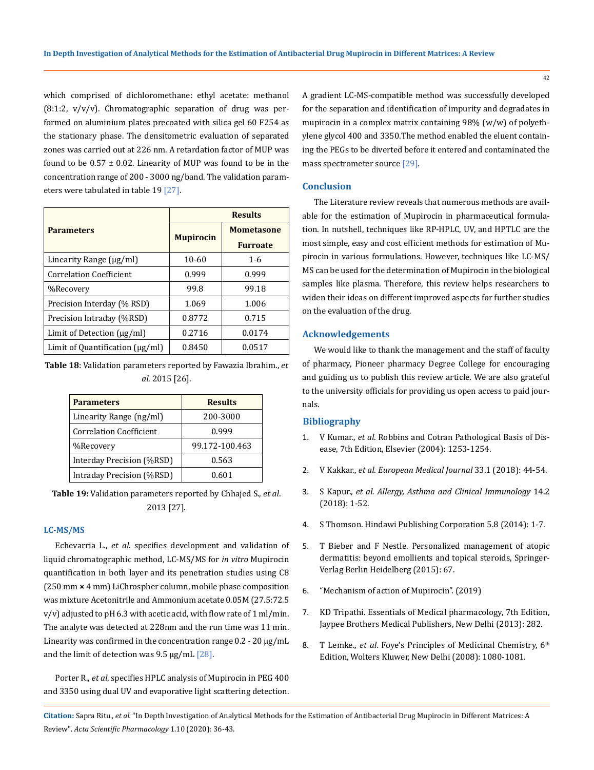which comprised of dichloromethane: ethyl acetate: methanol (8:1:2, v/v/v). Chromatographic separation of drug was performed on aluminium plates precoated with silica gel 60 F254 as the stationary phase. The densitometric evaluation of separated zones was carried out at 226 nm. A retardation factor of MUP was found to be 0.57 ± 0.02. Linearity of MUP was found to be in the concentration range of 200 - 3000 ng/band. The validation parameters were tabulated in table 19 [27].

| Parameters | Results | |
|---|---|---|
| | Mupirocin | Mometasone Furoate |
| Linearity Range (μg/ml) | 10-60 | 1-6 |
| Correlation Coefficient | 0.999 | 0.999 |
| %Recovery | 99.8 | 99.18 |
| Precision Interday (% RSD) | 1.069 | 1.006 |
| Precision Intraday (%RSD) | 0.8772 | 0.715 |
| Limit of Detection (μg/ml) | 0.2716 | 0.0174 |
| Limit of Quantification (μg/ml) | 0.8450 | 0.0517 |

**Table 18**: Validation parameters reported by Fawazia Ibrahim., *et al*. 2015 [26].

| Parameters | Results |
|---|---|
| Linearity Range (ng/ml) | 200-3000 |
| Correlation Coefficient | 0.999 |
| %Recovery | 99.172-100.463 |
| Interday Precision (%RSD) | 0.563 |
| Intraday Precision (%RSD) | 0.601 |

**Table 19:** Validation parameters reported by Chhajed S., *et al*. 2013 [27].

### LC-MS/MS

Echevarria L., *et al*. specifies development and validation of liquid chromatographic method, LC-MS/MS for *in vitro* Mupirocin quantification in both layer and its penetration studies using C8 (250 mm × 4 mm) LiChrospher column, mobile phase composition was mixture Acetonitrile and Ammonium acetate 0.05M (27.5:72.5 v/v) adjusted to pH 6.3 with acetic acid, with flow rate of 1 ml/min. The analyte was detected at 228nm and the run time was 11 min. Linearity was confirmed in the concentration range 0.2 - 20 μg/mL and the limit of detection was 9.5 μg/mL [28].

Porter R., *et al*. specifies HPLC analysis of Mupirocin in PEG 400 and 3350 using dual UV and evaporative light scattering detection. A gradient LC-MS-compatible method was successfully developed for the separation and identification of impurity and degradates in mupirocin in a complex matrix containing 98% (w/w) of polyethylene glycol 400 and 3350.The method enabled the eluent containing the PEGs to be diverted before it entered and contaminated the mass spectrometer source [29].

## Conclusion

The Literature review reveals that numerous methods are available for the estimation of Mupirocin in pharmaceutical formulation. In nutshell, techniques like RP-HPLC, UV, and HPTLC are the most simple, easy and cost efficient methods for estimation of Mupirocin in various formulations. However, techniques like LC-MS/MS can be used for the determination of Mupirocin in the biological samples like plasma. Therefore, this review helps researchers to widen their ideas on different improved aspects for further studies on the evaluation of the drug.

## Acknowledgements

We would like to thank the management and the staff of faculty of pharmacy, Pioneer pharmacy Degree College for encouraging and guiding us to publish this review article. We are also grateful to the university officials for providing us open access to paid journals.

## Bibliography

1. V Kumar., *et al*. Robbins and Cotran Pathological Basis of Disease, 7th Edition, Elsevier (2004): 1253-1254.
2. V Kakkar., *et al. European Medical Journal* 33.1 (2018): 44-54.
3. S Kapur., *et al. Allergy, Asthma and Clinical Immunology* 14.2 (2018): 1-52.
4. S Thomson. Hindawi Publishing Corporation 5.8 (2014): 1-7.
5. T Bieber and F Nestle. Personalized management of atopic dermatitis: beyond emollients and topical steroids, Springer-Verlag Berlin Heidelberg (2015): 67.
6. "Mechanism of action of Mupirocin". (2019)
7. KD Tripathi. Essentials of Medical pharmacology, 7th Edition, Jaypee Brothers Medical Publishers, New Delhi (2013): 282.
8. T Lemke., *et al*. Foye's Principles of Medicinal Chemistry, 6th Edition, Wolters Kluwer, New Delhi (2008): 1080-1081.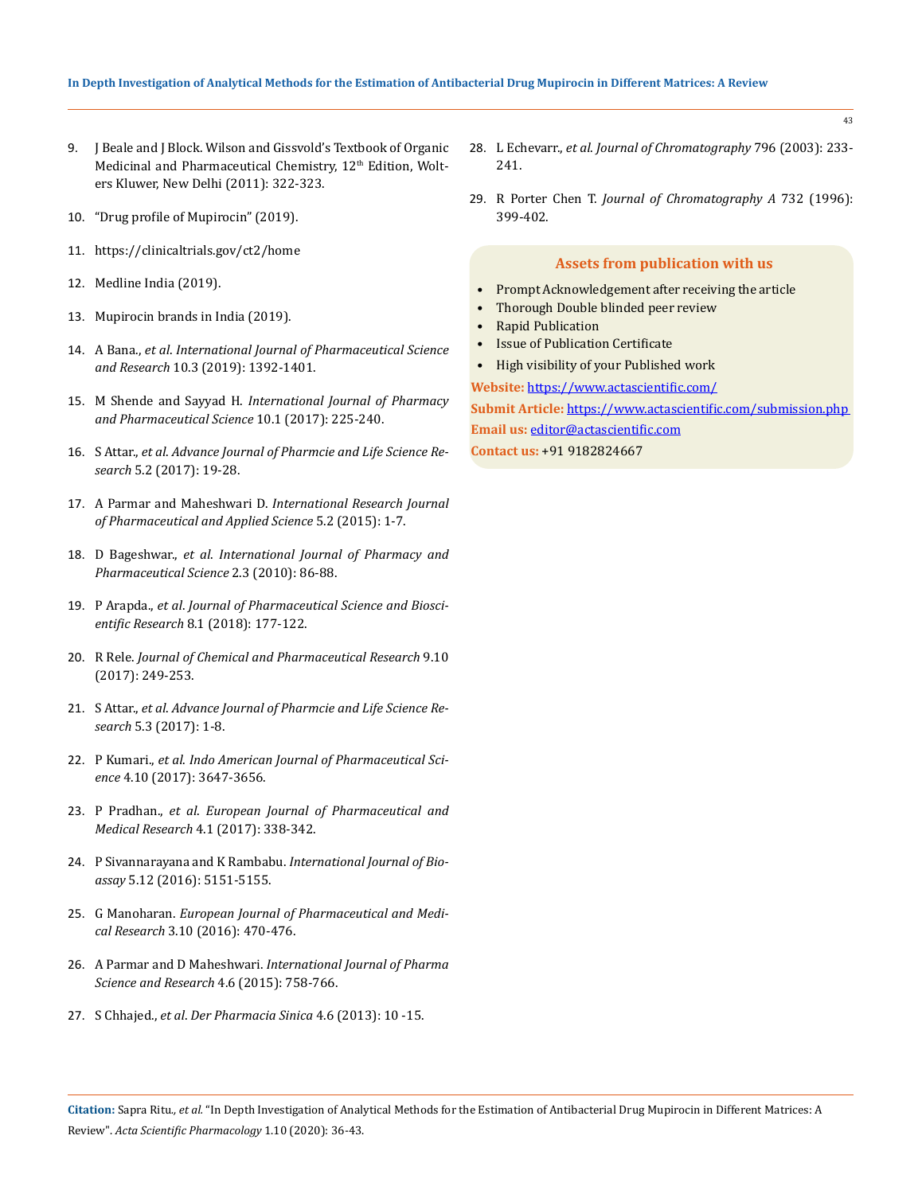9. J Beale and J Block. Wilson and Gissvold's Textbook of Organic Medicinal and Pharmaceutical Chemistry, 12th Edition, Wolters Kluwer, New Delhi (2011): 322-323.

10. "Drug profile of Mupirocin" (2019).

11. https://clinicaltrials.gov/ct2/home

12. Medline India (2019).

13. Mupirocin brands in India (2019).

14. A Bana., *et al*. *International Journal of Pharmaceutical Science and Research* 10.3 (2019): 1392-1401.

15. M Shende and Sayyad H. *International Journal of Pharmacy and Pharmaceutical Science* 10.1 (2017): 225-240.

16. S Attar., *et al*. *Advance Journal of Pharmcie and Life Science Research* 5.2 (2017): 19-28.

17. A Parmar and Maheshwari D. *International Research Journal of Pharmaceutical and Applied Science* 5.2 (2015): 1-7.

18. D Bageshwar., *et al*. *International Journal of Pharmacy and Pharmaceutical Science* 2.3 (2010): 86-88.

19. P Arapda., *et al*. *Journal of Pharmaceutical Science and Bioscientific Research* 8.1 (2018): 177-122.

20. R Rele. *Journal of Chemical and Pharmaceutical Research* 9.10 (2017): 249-253.

21. S Attar., *et al*. *Advance Journal of Pharmcie and Life Science Research* 5.3 (2017): 1-8.

22. P Kumari., *et al*. *Indo American Journal of Pharmaceutical Science* 4.10 (2017): 3647-3656.

23. P Pradhan., *et al*. *European Journal of Pharmaceutical and Medical Research* 4.1 (2017): 338-342.

24. P Sivannarayana and K Rambabu. *International Journal of Bioassay* 5.12 (2016): 5151-5155.

25. G Manoharan. *European Journal of Pharmaceutical and Medical Research* 3.10 (2016): 470-476.

26. A Parmar and D Maheshwari. *International Journal of Pharma Science and Research* 4.6 (2015): 758-766.

27. S Chhajed., *et al*. *Der Pharmacia Sinica* 4.6 (2013): 10 -15.

28. L Echevarr., *et al*. *Journal of Chromatography* 796 (2003): 233-241.

29. R Porter Chen T. *Journal of Chromatography A* 732 (1996): 399-402.

**Assets from publication with us**

- Prompt Acknowledgement after receiving the article
- Thorough Double blinded peer review
- Rapid Publication
- Issue of Publication Certificate
- High visibility of your Published work

**Website:** https://www.actascientific.com/
**Submit Article:** https://www.actascientific.com/submission.php
**Email us:** editor@actascientific.com
**Contact us:** +91 9182824667